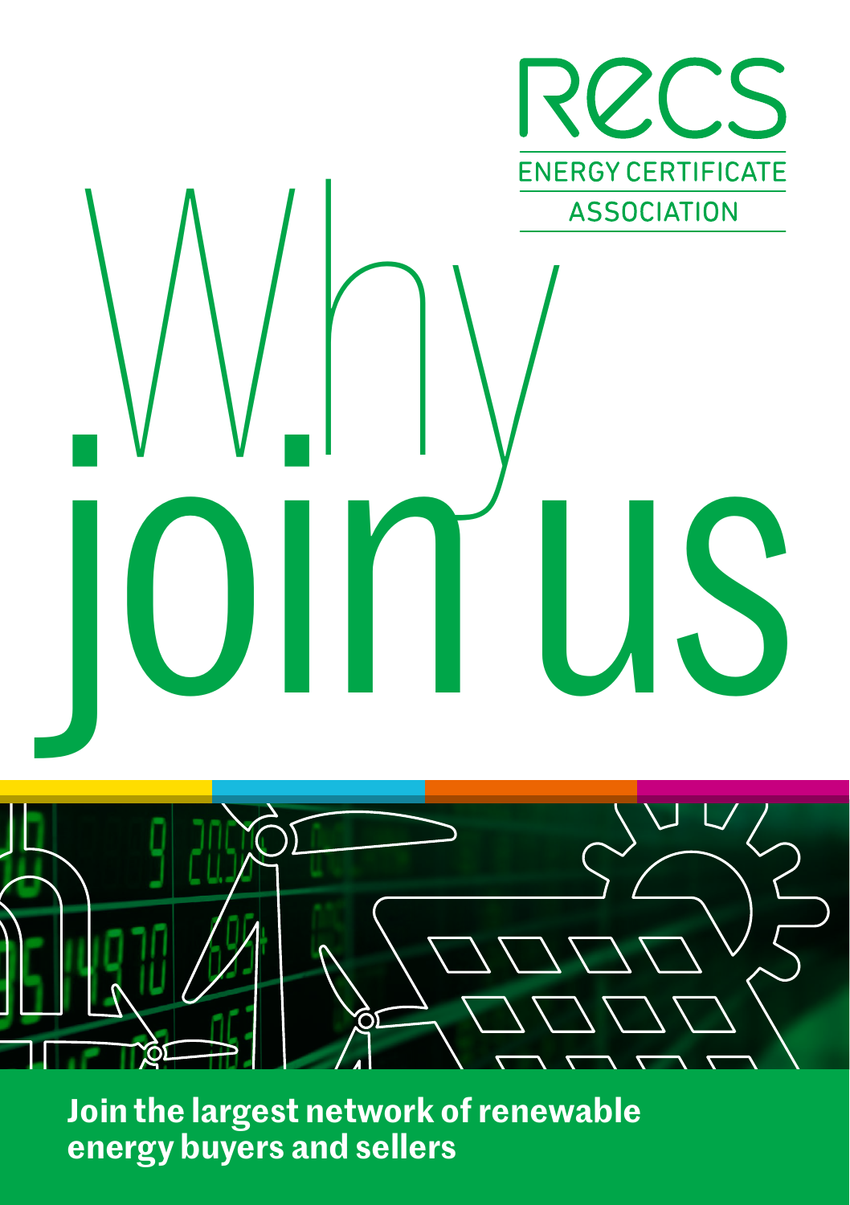RECS

ENERGY CERTIFICATE ASSOCIATION

# Why join us

**Join the largest network of renewable energy buyers and sellers**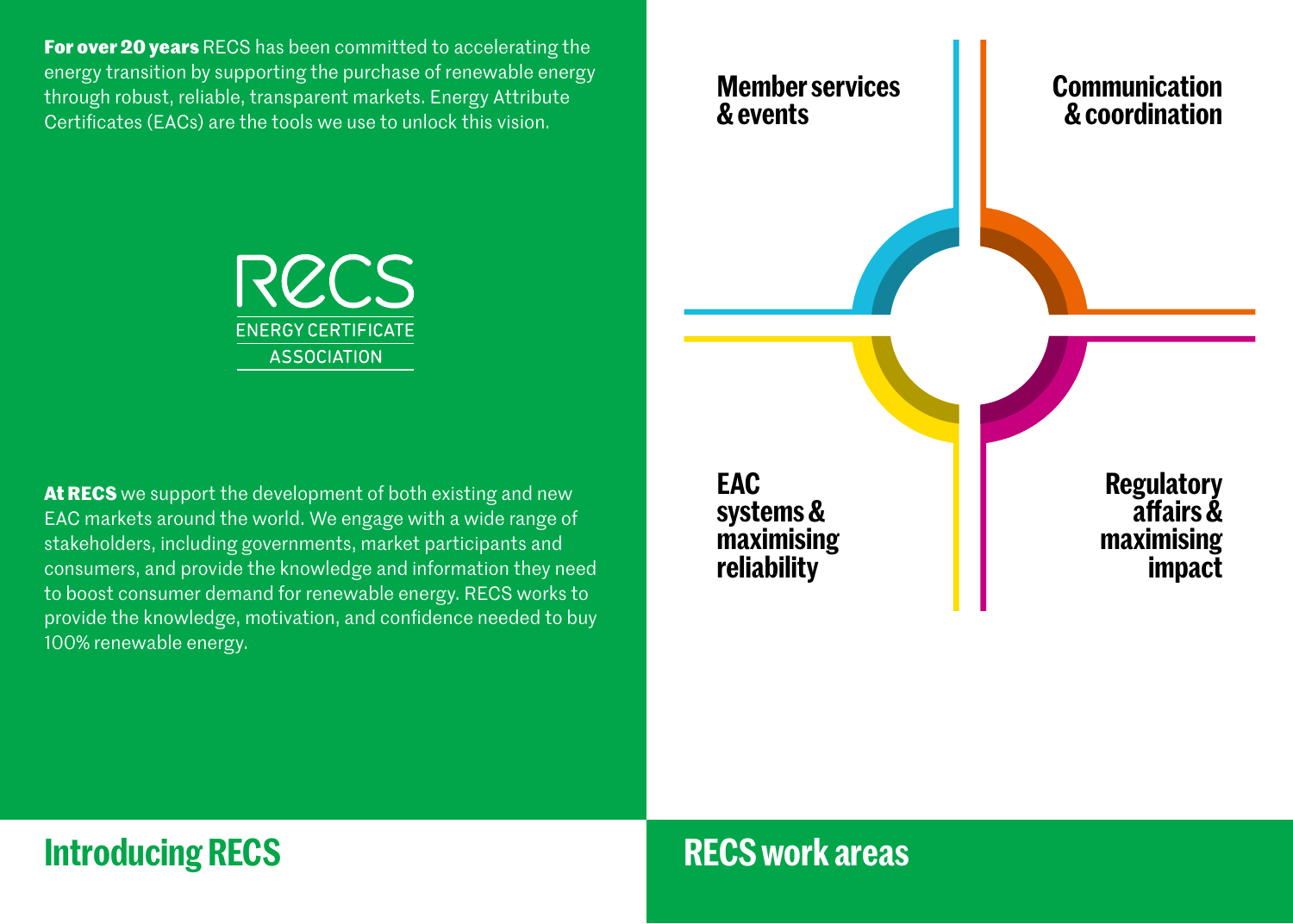## Introducing RECS

**For over 20 years** RECS has been committed to accelerating the energy transition by supporting the purchase of renewable energy through robust, reliable, transparent markets. Energy Attribute Certificates (EACs) are the tools we use to unlock this vision.

RECS
ENERGY CERTIFICATE ASSOCIATION

**At RECS** we support the development of both existing and new EAC markets around the world. We engage with a wide range of stakeholders, including governments, market participants and consumers, and provide the knowledge and information they need to boost consumer demand for renewable energy. RECS works to provide the knowledge, motivation, and confidence needed to buy 100% renewable energy.

## RECS work areas

- **Member services & events**
- **Communication & coordination**
- **EAC systems & maximising reliability**
- **Regulatory affairs & maximising impact**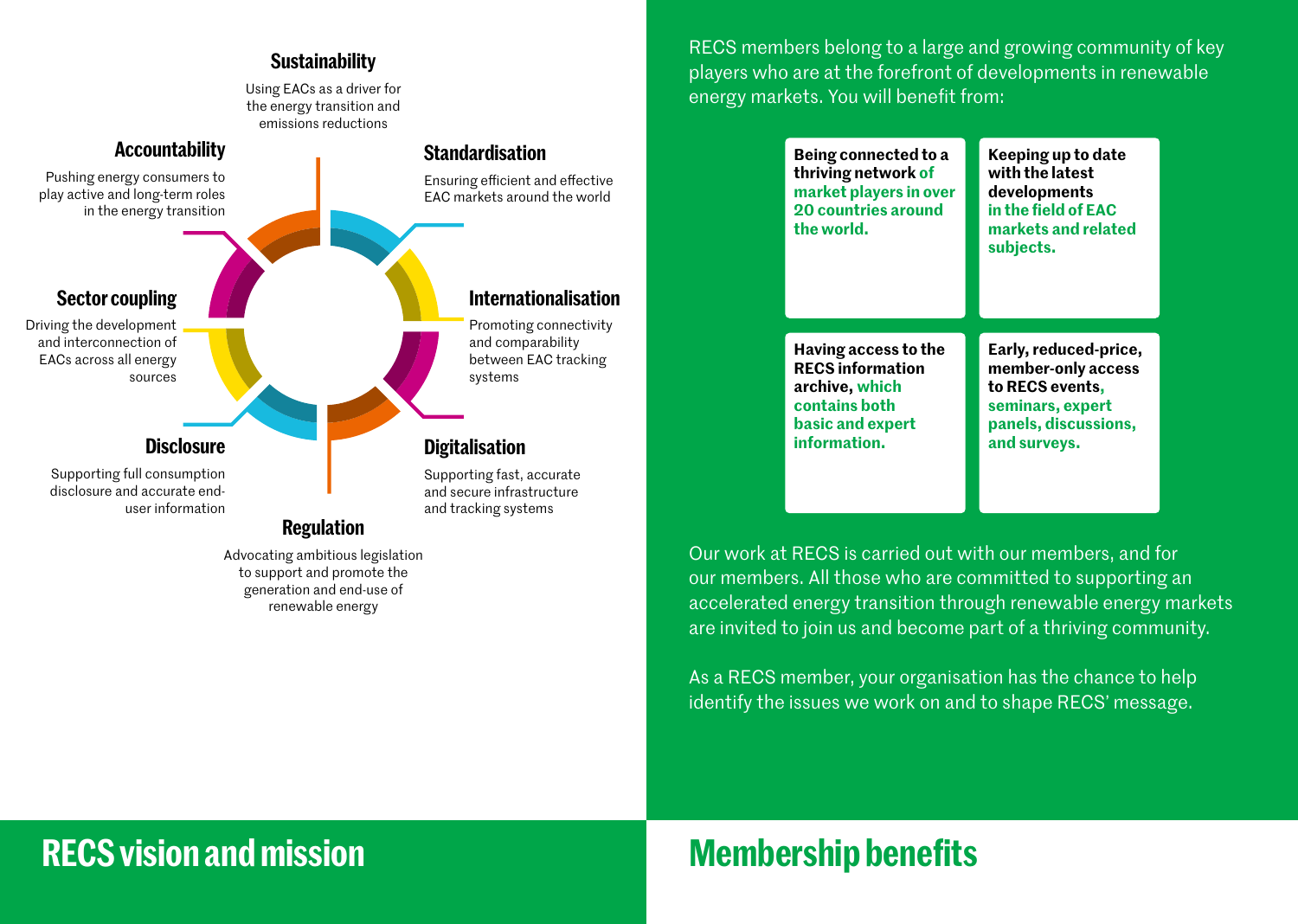## RECS vision and mission

**Sustainability**
Using EACs as a driver for the energy transition and emissions reductions

**Standardisation**
Ensuring efficient and effective EAC markets around the world

**Internationalisation**
Promoting connectivity and comparability between EAC tracking systems

**Digitalisation**
Supporting fast, accurate and secure infrastructure and tracking systems

**Regulation**
Advocating ambitious legislation to support and promote the generation and end-use of renewable energy

**Disclosure**
Supporting full consumption disclosure and accurate end-user information

**Sector coupling**
Driving the development and interconnection of EACs across all energy sources

**Accountability**
Pushing energy consumers to play active and long-term roles in the energy transition

## Membership benefits

RECS members belong to a large and growing community of key players who are at the forefront of developments in renewable energy markets. You will benefit from:

- **Being connected to a thriving network of market players in over 20 countries around the world.**
- **Keeping up to date with the latest developments in the field of EAC markets and related subjects.**
- **Having access to the RECS information archive, which contains both basic and expert information.**
- **Early, reduced-price, member-only access to RECS events, seminars, expert panels, discussions, and surveys.**

Our work at RECS is carried out with our members, and for our members. All those who are committed to supporting an accelerated energy transition through renewable energy markets are invited to join us and become part of a thriving community.

As a RECS member, your organisation has the chance to help identify the issues we work on and to shape RECS' message.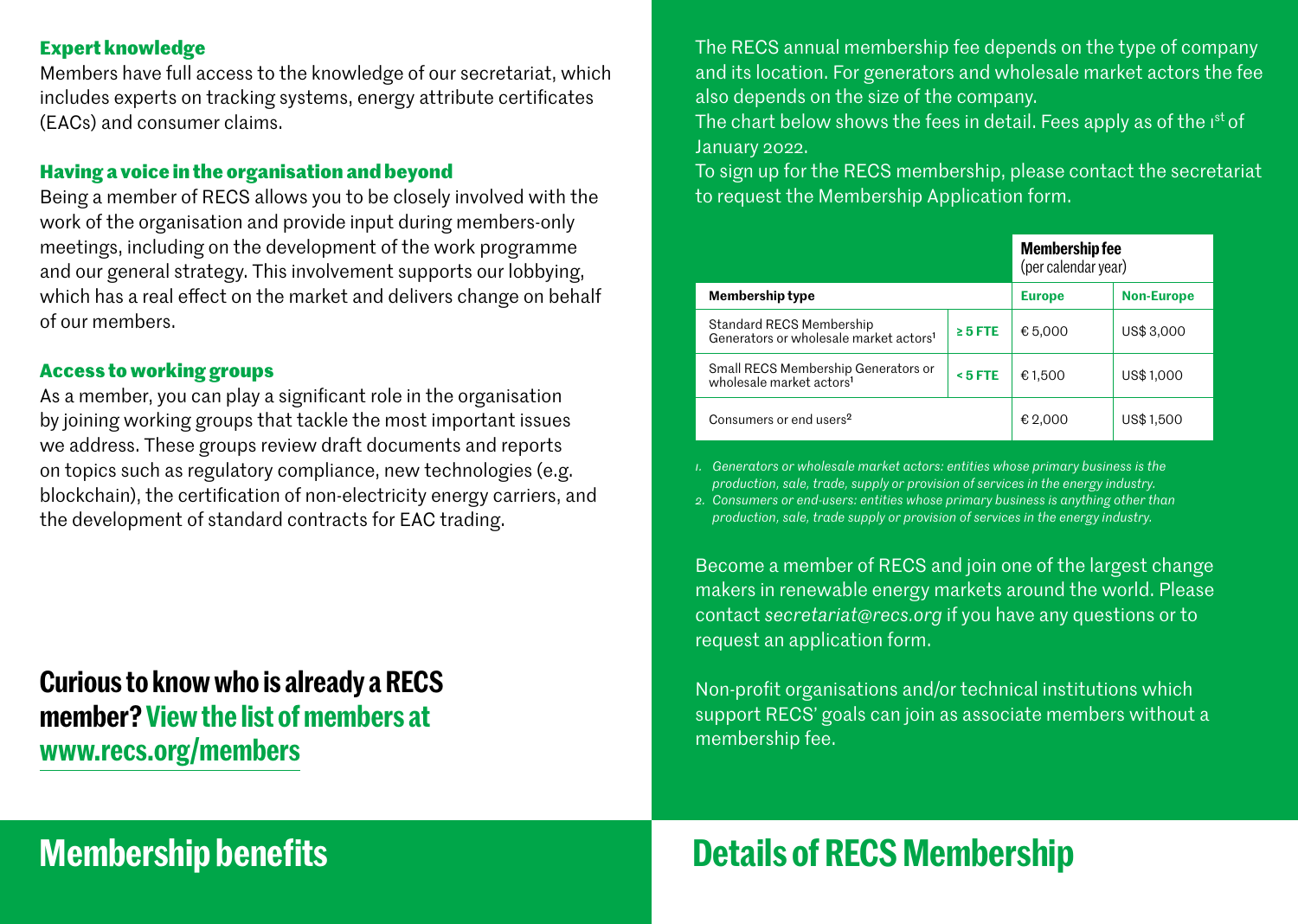## Membership benefits

### Expert knowledge

Members have full access to the knowledge of our secretariat, which includes experts on tracking systems, energy attribute certificates (EACs) and consumer claims.

### Having a voice in the organisation and beyond

Being a member of RECS allows you to be closely involved with the work of the organisation and provide input during members-only meetings, including on the development of the work programme and our general strategy. This involvement supports our lobbying, which has a real effect on the market and delivers change on behalf of our members.

### Access to working groups

As a member, you can play a significant role in the organisation by joining working groups that tackle the most important issues we address. These groups review draft documents and reports on topics such as regulatory compliance, new technologies (e.g. blockchain), the certification of non-electricity energy carriers, and the development of standard contracts for EAC trading.

**Curious to know who is already a RECS member? View the list of members at www.recs.org/members**

## Details of RECS Membership

The RECS annual membership fee depends on the type of company and its location. For generators and wholesale market actors the fee also depends on the size of the company.
The chart below shows the fees in detail. Fees apply as of the 1st of January 2022.
To sign up for the RECS membership, please contact the secretariat to request the Membership Application form.

| | | **Membership fee** (per calendar year) | |
|---|---|---|---|
| **Membership type** | | **Europe** | **Non-Europe** |
| Standard RECS Membership Generators or wholesale market actors[1] | ≥ 5 FTE | € 5,000 | US$ 3,000 |
| Small RECS Membership Generators or wholesale market actors[1] | < 5 FTE | € 1,500 | US$ 1,000 |
| Consumers or end users[2] | | € 2,000 | US$ 1,500 |

1. *Generators or wholesale market actors: entities whose primary business is the production, sale, trade, supply or provision of services in the energy industry.*
2. *Consumers or end-users: entities whose primary business is anything other than production, sale, trade supply or provision of services in the energy industry.*

Become a member of RECS and join one of the largest change makers in renewable energy markets around the world. Please contact *secretariat@recs.org* if you have any questions or to request an application form.

Non-profit organisations and/or technical institutions which support RECS' goals can join as associate members without a membership fee.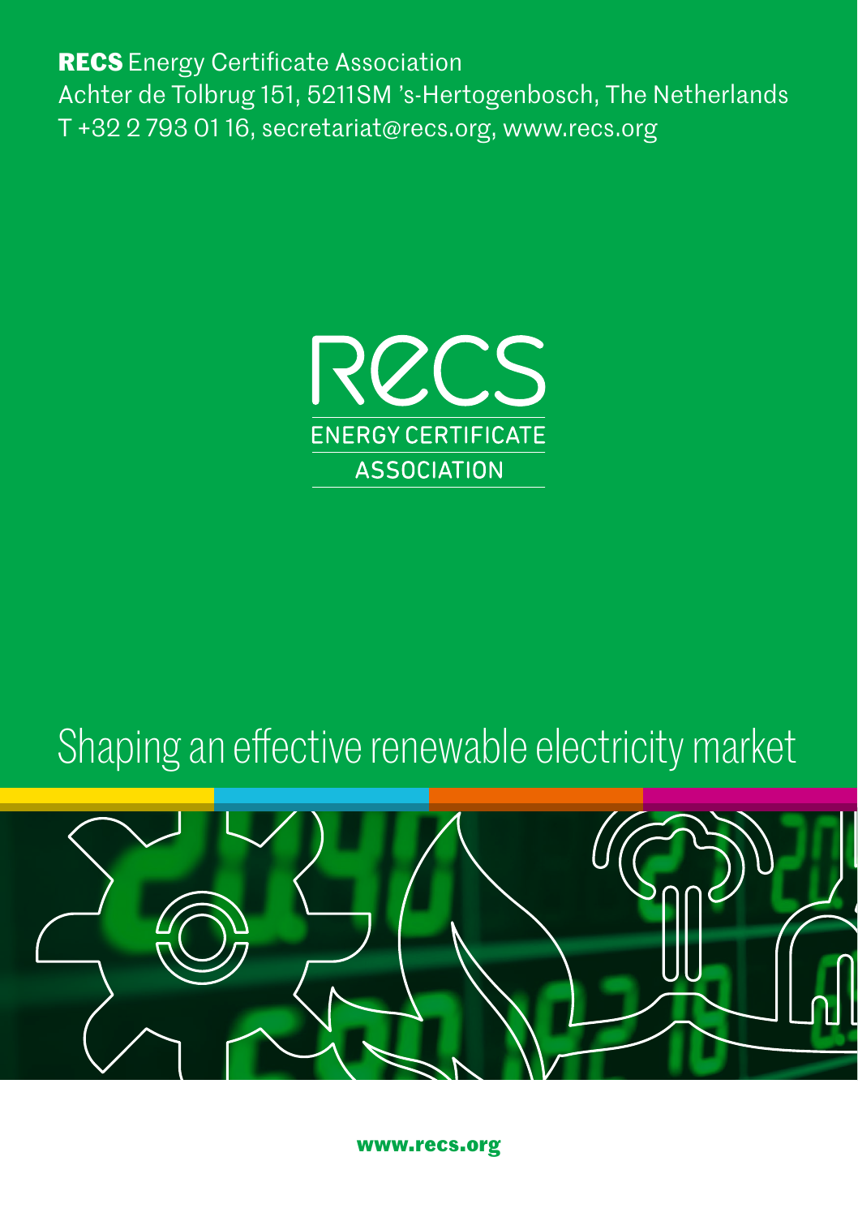**RECS** Energy Certificate Association
Achter de Tolbrug 151, 5211SM 's-Hertogenbosch, The Netherlands
T +32 2 793 01 16, secretariat@recs.org, www.recs.org

RECS
ENERGY CERTIFICATE
ASSOCIATION

Shaping an effective renewable electricity market

**www.recs.org**